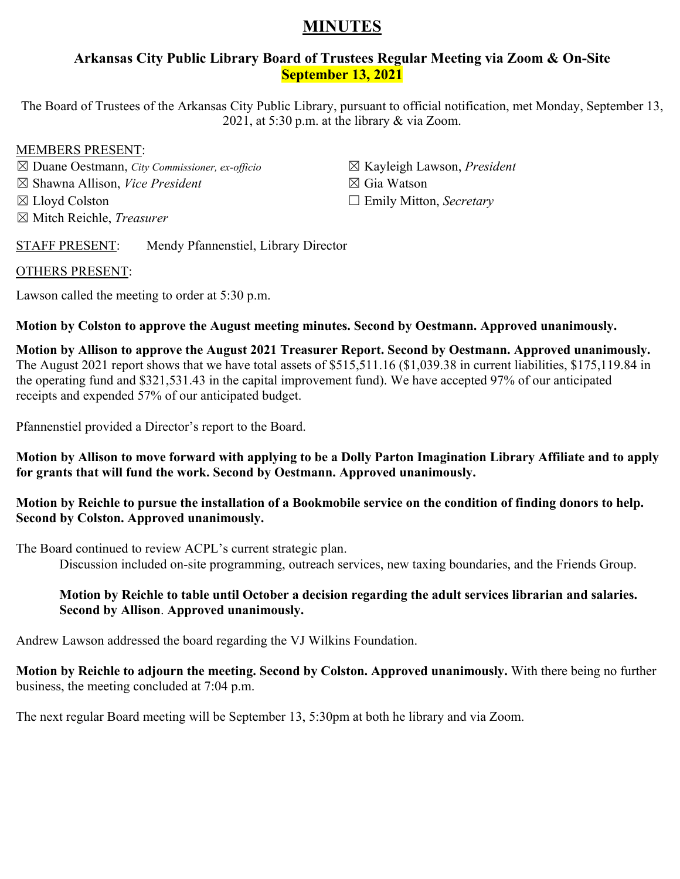# MINUTES

## Arkansas City Public Library Board of Trustees Regular Meeting via Zoom & On-Site
## September 13, 2021

The Board of Trustees of the Arkansas City Public Library, pursuant to official notification, met Monday, September 13, 2021, at 5:30 p.m. at the library & via Zoom.

MEMBERS PRESENT:

☒ Duane Oestmann, *City Commissioner, ex-officio*
☒ Shawna Allison, *Vice President*
☒ Lloyd Colston
☒ Mitch Reichle, *Treasurer*
☒ Kayleigh Lawson, *President*
☒ Gia Watson
☐ Emily Mitton, *Secretary*

STAFF PRESENT: Mendy Pfannenstiel, Library Director

OTHERS PRESENT:

Lawson called the meeting to order at 5:30 p.m.

**Motion by Colston to approve the August meeting minutes. Second by Oestmann. Approved unanimously.**

**Motion by Allison to approve the August 2021 Treasurer Report. Second by Oestmann. Approved unanimously.** The August 2021 report shows that we have total assets of $515,511.16 ($1,039.38 in current liabilities, $175,119.84 in the operating fund and $321,531.43 in the capital improvement fund). We have accepted 97% of our anticipated receipts and expended 57% of our anticipated budget.

Pfannenstiel provided a Director's report to the Board.

**Motion by Allison to move forward with applying to be a Dolly Parton Imagination Library Affiliate and to apply for grants that will fund the work. Second by Oestmann. Approved unanimously.**

**Motion by Reichle to pursue the installation of a Bookmobile service on the condition of finding donors to help. Second by Colston. Approved unanimously.**

The Board continued to review ACPL's current strategic plan.

> Discussion included on-site programming, outreach services, new taxing boundaries, and the Friends Group.
>
> **Motion by Reichle to table until October a decision regarding the adult services librarian and salaries. Second by Allison. Approved unanimously.**

Andrew Lawson addressed the board regarding the VJ Wilkins Foundation.

**Motion by Reichle to adjourn the meeting. Second by Colston. Approved unanimously.** With there being no further business, the meeting concluded at 7:04 p.m.

The next regular Board meeting will be September 13, 5:30pm at both he library and via Zoom.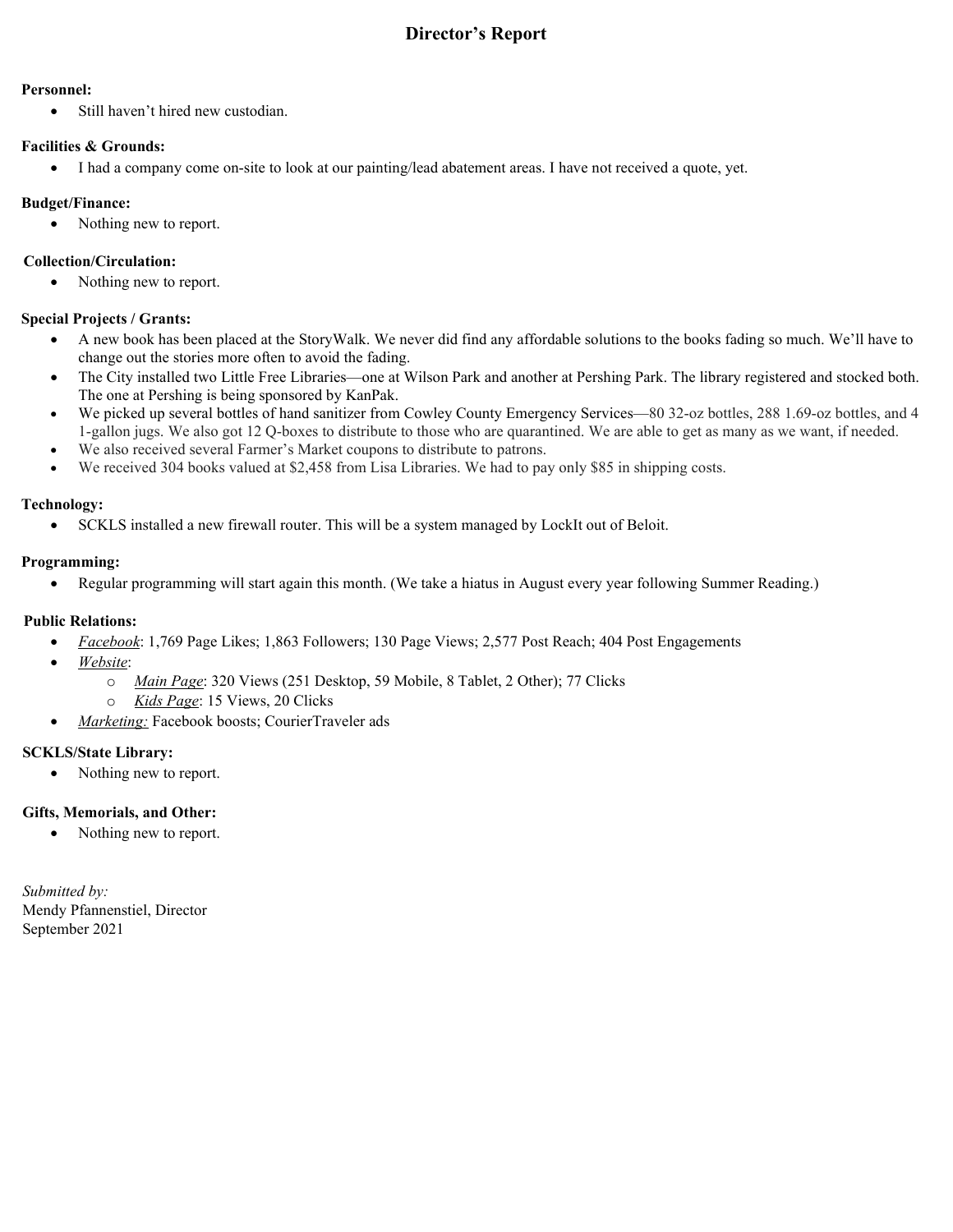# Director's Report

**Personnel:**

- Still haven't hired new custodian.

**Facilities & Grounds:**

- I had a company come on-site to look at our painting/lead abatement areas. I have not received a quote, yet.

**Budget/Finance:**

- Nothing new to report.

**Collection/Circulation:**

- Nothing new to report.

**Special Projects / Grants:**

- A new book has been placed at the StoryWalk. We never did find any affordable solutions to the books fading so much. We'll have to change out the stories more often to avoid the fading.
- The City installed two Little Free Libraries—one at Wilson Park and another at Pershing Park. The library registered and stocked both. The one at Pershing is being sponsored by KanPak.
- We picked up several bottles of hand sanitizer from Cowley County Emergency Services—80 32-oz bottles, 288 1.69-oz bottles, and 4 1-gallon jugs. We also got 12 Q-boxes to distribute to those who are quarantined. We are able to get as many as we want, if needed.
- We also received several Farmer's Market coupons to distribute to patrons.
- We received 304 books valued at $2,458 from Lisa Libraries. We had to pay only $85 in shipping costs.

**Technology:**

- SCKLS installed a new firewall router. This will be a system managed by LockIt out of Beloit.

**Programming:**

- Regular programming will start again this month. (We take a hiatus in August every year following Summer Reading.)

**Public Relations:**

- *Facebook*: 1,769 Page Likes; 1,863 Followers; 130 Page Views; 2,577 Post Reach; 404 Post Engagements
- *Website*:
  - *Main Page*: 320 Views (251 Desktop, 59 Mobile, 8 Tablet, 2 Other); 77 Clicks
  - *Kids Page*: 15 Views, 20 Clicks
- *Marketing:* Facebook boosts; CourierTraveler ads

**SCKLS/State Library:**

- Nothing new to report.

**Gifts, Memorials, and Other:**

- Nothing new to report.

*Submitted by:*
Mendy Pfannenstiel, Director
September 2021